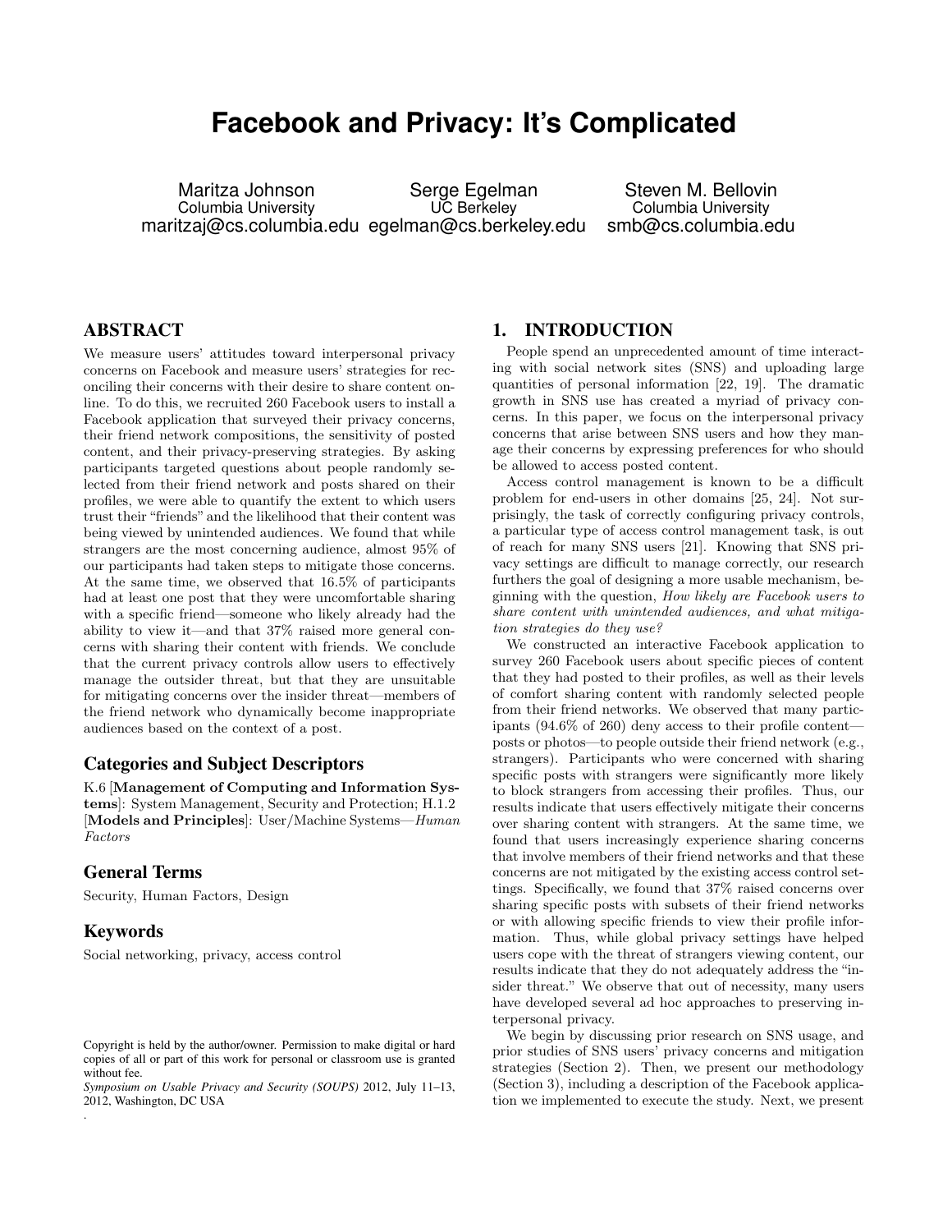# Facebook and Privacy: It's Complicated

Maritza Johnson
Columbia University
maritzaj@cs.columbia.edu

Serge Egelman
UC Berkeley
egelman@cs.berkeley.edu

Steven M. Bellovin
Columbia University
smb@cs.columbia.edu

## ABSTRACT

We measure users' attitudes toward interpersonal privacy concerns on Facebook and measure users' strategies for reconciling their concerns with their desire to share content online. To do this, we recruited 260 Facebook users to install a Facebook application that surveyed their privacy concerns, their friend network compositions, the sensitivity of posted content, and their privacy-preserving strategies. By asking participants targeted questions about people randomly selected from their friend network and posts shared on their profiles, we were able to quantify the extent to which users trust their "friends" and the likelihood that their content was being viewed by unintended audiences. We found that while strangers are the most concerning audience, almost 95% of our participants had taken steps to mitigate those concerns. At the same time, we observed that 16.5% of participants had at least one post that they were uncomfortable sharing with a specific friend—someone who likely already had the ability to view it—and that 37% raised more general concerns with sharing their content with friends. We conclude that the current privacy controls allow users to effectively manage the outsider threat, but that they are unsuitable for mitigating concerns over the insider threat—members of the friend network who dynamically become inappropriate audiences based on the context of a post.

### Categories and Subject Descriptors

K.6 [**Management of Computing and Information Systems**]: System Management, Security and Protection; H.1.2 [**Models and Principles**]: User/Machine Systems—*Human Factors*

### General Terms

Security, Human Factors, Design

### Keywords

Social networking, privacy, access control

Copyright is held by the author/owner. Permission to make digital or hard copies of all or part of this work for personal or classroom use is granted without fee.
*Symposium on Usable Privacy and Security (SOUPS)* 2012, July 11–13, 2012, Washington, DC USA

## 1. INTRODUCTION

People spend an unprecedented amount of time interacting with social network sites (SNS) and uploading large quantities of personal information [22, 19]. The dramatic growth in SNS use has created a myriad of privacy concerns. In this paper, we focus on the interpersonal privacy concerns that arise between SNS users and how they manage their concerns by expressing preferences for who should be allowed to access posted content.

Access control management is known to be a difficult problem for end-users in other domains [25, 24]. Not surprisingly, the task of correctly configuring privacy controls, a particular type of access control management task, is out of reach for many SNS users [21]. Knowing that SNS privacy settings are difficult to manage correctly, our research furthers the goal of designing a more usable mechanism, beginning with the question, *How likely are Facebook users to share content with unintended audiences, and what mitigation strategies do they use?*

We constructed an interactive Facebook application to survey 260 Facebook users about specific pieces of content that they had posted to their profiles, as well as their levels of comfort sharing content with randomly selected people from their friend networks. We observed that many participants (94.6% of 260) deny access to their profile content—posts or photos—to people outside their friend network (e.g., strangers). Participants who were concerned with sharing specific posts with strangers were significantly more likely to block strangers from accessing their profiles. Thus, our results indicate that users effectively mitigate their concerns over sharing content with strangers. At the same time, we found that users increasingly experience sharing concerns that involve members of their friend networks and that these concerns are not mitigated by the existing access control settings. Specifically, we found that 37% raised concerns over sharing specific posts with subsets of their friend networks or with allowing specific friends to view their profile information. Thus, while global privacy settings have helped users cope with the threat of strangers viewing content, our results indicate that they do not adequately address the "insider threat." We observe that out of necessity, many users have developed several ad hoc approaches to preserving interpersonal privacy.

We begin by discussing prior research on SNS usage, and prior studies of SNS users' privacy concerns and mitigation strategies (Section 2). Then, we present our methodology (Section 3), including a description of the Facebook application we implemented to execute the study. Next, we present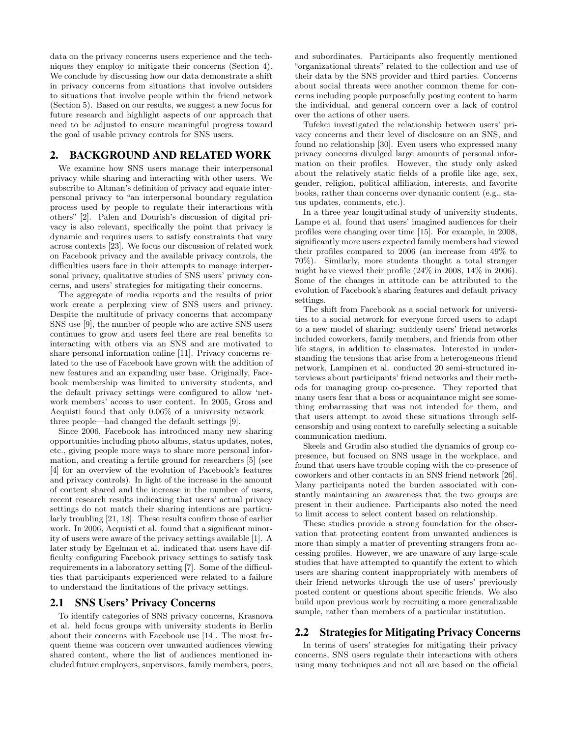data on the privacy concerns users experience and the techniques they employ to mitigate their concerns (Section 4). We conclude by discussing how our data demonstrate a shift in privacy concerns from situations that involve outsiders to situations that involve people within the friend network (Section 5). Based on our results, we suggest a new focus for future research and highlight aspects of our approach that need to be adjusted to ensure meaningful progress toward the goal of usable privacy controls for SNS users.

## 2. BACKGROUND AND RELATED WORK

We examine how SNS users manage their interpersonal privacy while sharing and interacting with other users. We subscribe to Altman's definition of privacy and equate interpersonal privacy to "an interpersonal boundary regulation process used by people to regulate their interactions with others" [2]. Palen and Dourish's discussion of digital privacy is also relevant, specifically the point that privacy is dynamic and requires users to satisfy constraints that vary across contexts [23]. We focus our discussion of related work on Facebook privacy and the available privacy controls, the difficulties users face in their attempts to manage interpersonal privacy, qualitative studies of SNS users' privacy concerns, and users' strategies for mitigating their concerns.

The aggregate of media reports and the results of prior work create a perplexing view of SNS users and privacy. Despite the multitude of privacy concerns that accompany SNS use [9], the number of people who are active SNS users continues to grow and users feel there are real benefits to interacting with others via an SNS and are motivated to share personal information online [11]. Privacy concerns related to the use of Facebook have grown with the addition of new features and an expanding user base. Originally, Facebook membership was limited to university students, and the default privacy settings were configured to allow 'network members' access to user content. In 2005, Gross and Acquisti found that only 0.06% of a university network—three people—had changed the default settings [9].

Since 2006, Facebook has introduced many new sharing opportunities including photo albums, status updates, notes, etc., giving people more ways to share more personal information, and creating a fertile ground for researchers [5] (see [4] for an overview of the evolution of Facebook's features and privacy controls). In light of the increase in the amount of content shared and the increase in the number of users, recent research results indicating that users' actual privacy settings do not match their sharing intentions are particularly troubling [21, 18]. These results confirm those of earlier work. In 2006, Acquisti et al. found that a significant minority of users were aware of the privacy settings available [1]. A later study by Egelman et al. indicated that users have difficulty configuring Facebook privacy settings to satisfy task requirements in a laboratory setting [7]. Some of the difficulties that participants experienced were related to a failure to understand the limitations of the privacy settings.

### 2.1 SNS Users' Privacy Concerns

To identify categories of SNS privacy concerns, Krasnova et al. held focus groups with university students in Berlin about their concerns with Facebook use [14]. The most frequent theme was concern over unwanted audiences viewing shared content, where the list of audiences mentioned included future employers, supervisors, family members, peers, and subordinates. Participants also frequently mentioned "organizational threats" related to the collection and use of their data by the SNS provider and third parties. Concerns about social threats were another common theme for concerns including people purposefully posting content to harm the individual, and general concern over a lack of control over the actions of other users.

Tufekci investigated the relationship between users' privacy concerns and their level of disclosure on an SNS, and found no relationship [30]. Even users who expressed many privacy concerns divulged large amounts of personal information on their profiles. However, the study only asked about the relatively static fields of a profile like age, sex, gender, religion, political affiliation, interests, and favorite books, rather than concerns over dynamic content (e.g., status updates, comments, etc.).

In a three year longitudinal study of university students, Lampe et al. found that users' imagined audiences for their profiles were changing over time [15]. For example, in 2008, significantly more users expected family members had viewed their profiles compared to 2006 (an increase from 49% to 70%). Similarly, more students thought a total stranger might have viewed their profile (24% in 2008, 14% in 2006). Some of the changes in attitude can be attributed to the evolution of Facebook's sharing features and default privacy settings.

The shift from Facebook as a social network for universities to a social network for everyone forced users to adapt to a new model of sharing: suddenly users' friend networks included coworkers, family members, and friends from other life stages, in addition to classmates. Interested in understanding the tensions that arise from a heterogeneous friend network, Lampinen et al. conducted 20 semi-structured interviews about participants' friend networks and their methods for managing group co-presence. They reported that many users fear that a boss or acquaintance might see something embarrassing that was not intended for them, and that users attempt to avoid these situations through self-censorship and using context to carefully selecting a suitable communication medium.

Skeels and Grudin also studied the dynamics of group co-presence, but focused on SNS usage in the workplace, and found that users have trouble coping with the co-presence of coworkers and other contacts in an SNS friend network [26]. Many participants noted the burden associated with constantly maintaining an awareness that the two groups are present in their audience. Participants also noted the need to limit access to select content based on relationship.

These studies provide a strong foundation for the observation that protecting content from unwanted audiences is more than simply a matter of preventing strangers from accessing profiles. However, we are unaware of any large-scale studies that have attempted to quantify the extent to which users are sharing content inappropriately with members of their friend networks through the use of users' previously posted content or questions about specific friends. We also build upon previous work by recruiting a more generalizable sample, rather than members of a particular institution.

### 2.2 Strategies for Mitigating Privacy Concerns

In terms of users' strategies for mitigating their privacy concerns, SNS users regulate their interactions with others using many techniques and not all are based on the official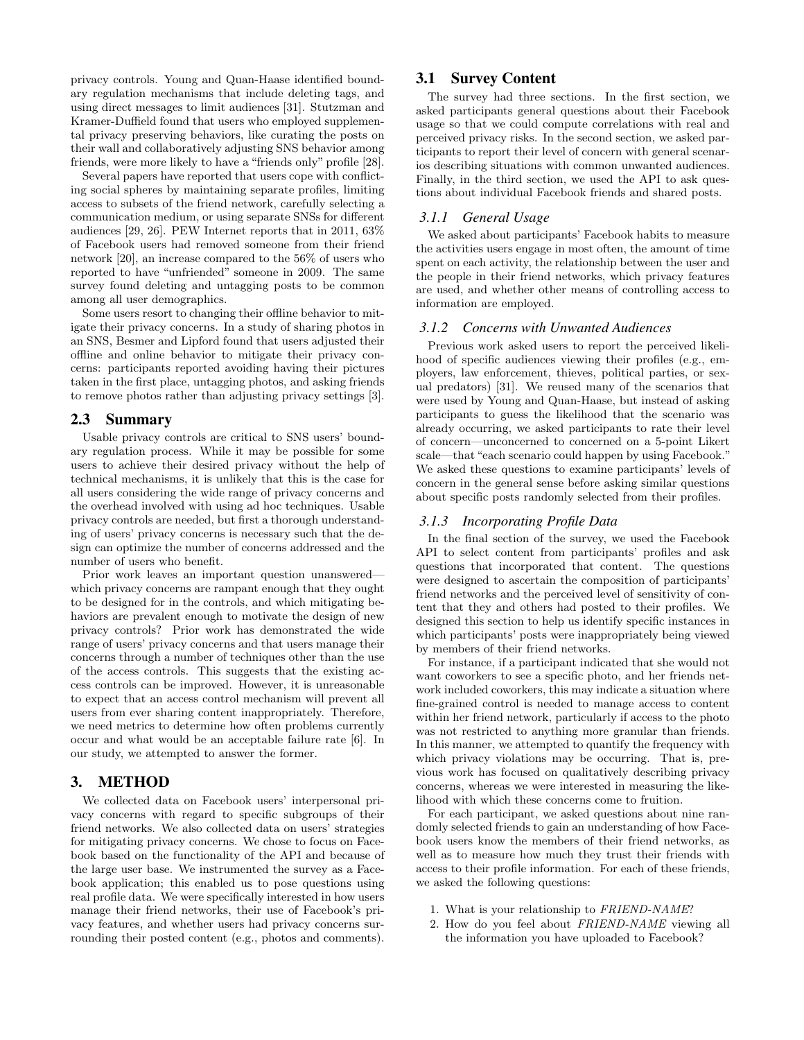privacy controls. Young and Quan-Haase identified boundary regulation mechanisms that include deleting tags, and using direct messages to limit audiences [31]. Stutzman and Kramer-Duffield found that users who employed supplemental privacy preserving behaviors, like curating the posts on their wall and collaboratively adjusting SNS behavior among friends, were more likely to have a "friends only" profile [28].

Several papers have reported that users cope with conflicting social spheres by maintaining separate profiles, limiting access to subsets of the friend network, carefully selecting a communication medium, or using separate SNSs for different audiences [29, 26]. PEW Internet reports that in 2011, 63% of Facebook users had removed someone from their friend network [20], an increase compared to the 56% of users who reported to have "unfriended" someone in 2009. The same survey found deleting and untagging posts to be common among all user demographics.

Some users resort to changing their offline behavior to mitigate their privacy concerns. In a study of sharing photos in an SNS, Besmer and Lipford found that users adjusted their offline and online behavior to mitigate their privacy concerns: participants reported avoiding having their pictures taken in the first place, untagging photos, and asking friends to remove photos rather than adjusting privacy settings [3].

## 2.3 Summary

Usable privacy controls are critical to SNS users' boundary regulation process. While it may be possible for some users to achieve their desired privacy without the help of technical mechanisms, it is unlikely that this is the case for all users considering the wide range of privacy concerns and the overhead involved with using ad hoc techniques. Usable privacy controls are needed, but first a thorough understanding of users' privacy concerns is necessary such that the design can optimize the number of concerns addressed and the number of users who benefit.

Prior work leaves an important question unanswered—which privacy concerns are rampant enough that they ought to be designed for in the controls, and which mitigating behaviors are prevalent enough to motivate the design of new privacy controls? Prior work has demonstrated the wide range of users' privacy concerns and that users manage their concerns through a number of techniques other than the use of the access controls. This suggests that the existing access controls can be improved. However, it is unreasonable to expect that an access control mechanism will prevent all users from ever sharing content inappropriately. Therefore, we need metrics to determine how often problems currently occur and what would be an acceptable failure rate [6]. In our study, we attempted to answer the former.

# 3. METHOD

We collected data on Facebook users' interpersonal privacy concerns with regard to specific subgroups of their friend networks. We also collected data on users' strategies for mitigating privacy concerns. We chose to focus on Facebook based on the functionality of the API and because of the large user base. We instrumented the survey as a Facebook application; this enabled us to pose questions using real profile data. We were specifically interested in how users manage their friend networks, their use of Facebook's privacy features, and whether users had privacy concerns surrounding their posted content (e.g., photos and comments).

## 3.1 Survey Content

The survey had three sections. In the first section, we asked participants general questions about their Facebook usage so that we could compute correlations with real and perceived privacy risks. In the second section, we asked participants to report their level of concern with general scenarios describing situations with common unwanted audiences. Finally, in the third section, we used the API to ask questions about individual Facebook friends and shared posts.

### 3.1.1 General Usage

We asked about participants' Facebook habits to measure the activities users engage in most often, the amount of time spent on each activity, the relationship between the user and the people in their friend networks, which privacy features are used, and whether other means of controlling access to information are employed.

### 3.1.2 Concerns with Unwanted Audiences

Previous work asked users to report the perceived likelihood of specific audiences viewing their profiles (e.g., employers, law enforcement, thieves, political parties, or sexual predators) [31]. We reused many of the scenarios that were used by Young and Quan-Haase, but instead of asking participants to guess the likelihood that the scenario was already occurring, we asked participants to rate their level of concern—unconcerned to concerned on a 5-point Likert scale—that "each scenario could happen by using Facebook." We asked these questions to examine participants' levels of concern in the general sense before asking similar questions about specific posts randomly selected from their profiles.

### 3.1.3 Incorporating Profile Data

In the final section of the survey, we used the Facebook API to select content from participants' profiles and ask questions that incorporated that content. The questions were designed to ascertain the composition of participants' friend networks and the perceived level of sensitivity of content that they and others had posted to their profiles. We designed this section to help us identify specific instances in which participants' posts were inappropriately being viewed by members of their friend networks.

For instance, if a participant indicated that she would not want coworkers to see a specific photo, and her friends network included coworkers, this may indicate a situation where fine-grained control is needed to manage access to content within her friend network, particularly if access to the photo was not restricted to anything more granular than friends. In this manner, we attempted to quantify the frequency with which privacy violations may be occurring. That is, previous work has focused on qualitatively describing privacy concerns, whereas we were interested in measuring the likelihood with which these concerns come to fruition.

For each participant, we asked questions about nine randomly selected friends to gain an understanding of how Facebook users know the members of their friend networks, as well as to measure how much they trust their friends with access to their profile information. For each of these friends, we asked the following questions:

1. What is your relationship to *FRIEND-NAME*?
2. How do you feel about *FRIEND-NAME* viewing all the information you have uploaded to Facebook?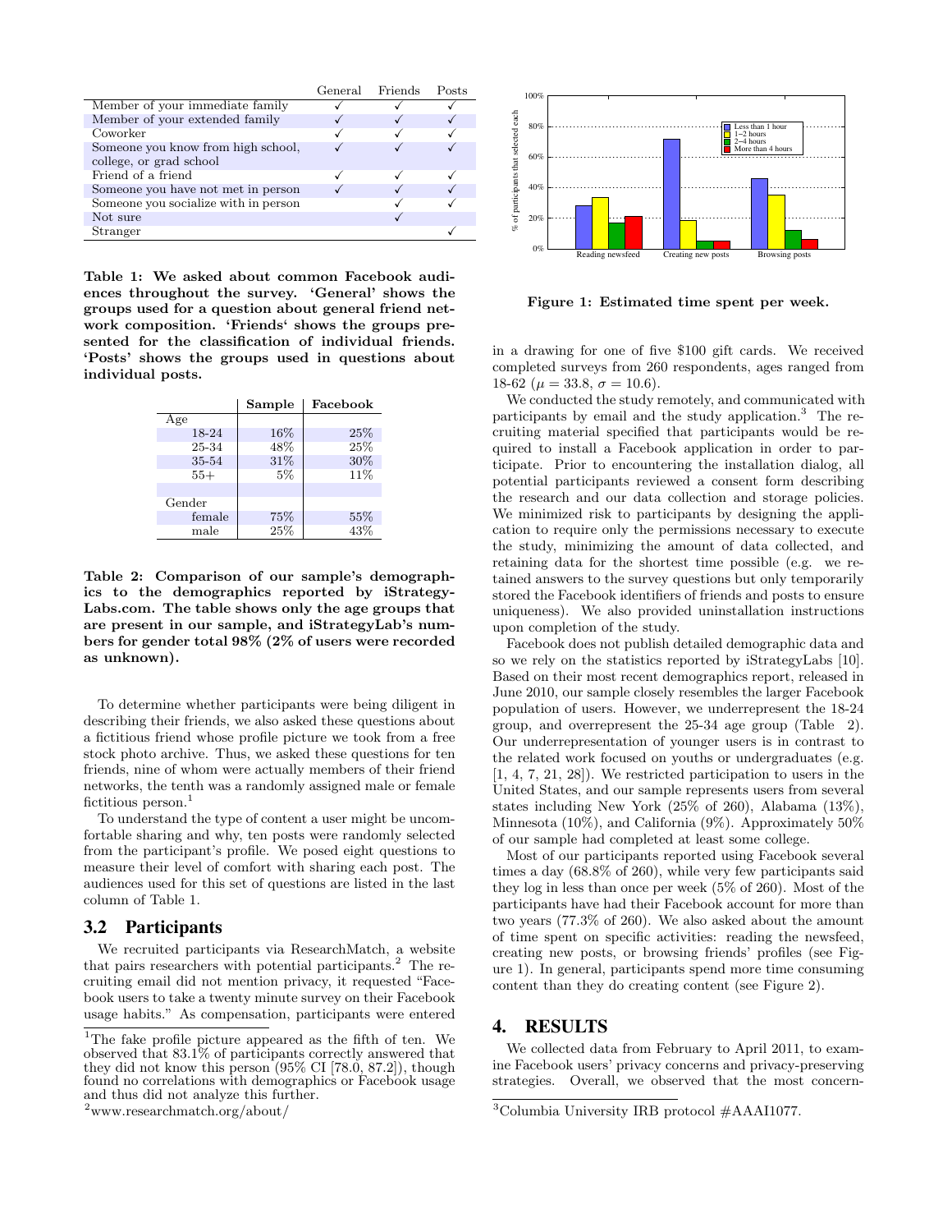| | General | Friends | Posts |
|---|---|---|---|
| Member of your immediate family | ✓ | ✓ | ✓ |
| Member of your extended family | ✓ | ✓ | ✓ |
| Coworker | ✓ | ✓ | ✓ |
| Someone you know from high school, college, or grad school | ✓ | ✓ | ✓ |
| Friend of a friend | ✓ | ✓ | ✓ |
| Someone you have not met in person | ✓ | ✓ | ✓ |
| Someone you socialize with in person | | ✓ | ✓ |
| Not sure | | ✓ | |
| Stranger | | | ✓ |

**Table 1: We asked about common Facebook audiences throughout the survey. 'General' shows the groups used for a question about general friend network composition. 'Friends' shows the groups presented for the classification of individual friends. 'Posts' shows the groups used in questions about individual posts.**

| | Sample | Facebook |
|---|---|---|
| Age | | |
| 18-24 | 16% | 25% |
| 25-34 | 48% | 25% |
| 35-54 | 31% | 30% |
| 55+ | 5% | 11% |
| | | |
| Gender | | |
| female | 75% | 55% |
| male | 25% | 43% |

**Table 2: Comparison of our sample's demographics to the demographics reported by iStrategyLabs.com. The table shows only the age groups that are present in our sample, and iStrategyLab's numbers for gender total 98% (2% of users were recorded as unknown).**

To determine whether participants were being diligent in describing their friends, we also asked these questions about a fictitious friend whose profile picture we took from a free stock photo archive. Thus, we asked these questions for ten friends, nine of whom were actually members of their friend networks, the tenth was a randomly assigned male or female fictitious person.[1]

To understand the type of content a user might be uncomfortable sharing and why, ten posts were randomly selected from the participant's profile. We posed eight questions to measure their level of comfort with sharing each post. The audiences used for this set of questions are listed in the last column of Table 1.

## 3.2 Participants

We recruited participants via ResearchMatch, a website that pairs researchers with potential participants.[2] The recruiting email did not mention privacy, it requested "Facebook users to take a twenty minute survey on their Facebook usage habits." As compensation, participants were entered in a drawing for one of five \$100 gift cards. We received completed surveys from 260 respondents, ages ranged from 18-62 ($\mu = 33.8$, $\sigma = 10.6$).

We conducted the study remotely, and communicated with participants by email and the study application.[3] The recruiting material specified that participants would be required to install a Facebook application in order to participate. Prior to encountering the installation dialog, all potential participants reviewed a consent form describing the research and our data collection and storage policies. We minimized risk to participants by designing the application to require only the permissions necessary to execute the study, minimizing the amount of data collected, and retaining data for the shortest time possible (e.g. we retained answers to the survey questions but only temporarily stored the Facebook identifiers of friends and posts to ensure uniqueness). We also provided uninstallation instructions upon completion of the study.

Facebook does not publish detailed demographic data and so we rely on the statistics reported by iStrategyLabs [10]. Based on their most recent demographics report, released in June 2010, our sample closely resembles the larger Facebook population of users. However, we underrepresent the 18-24 group, and overrepresent the 25-34 age group (Table 2). Our underrepresentation of younger users is in contrast to the related work focused on youths or undergraduates (e.g. [1, 4, 7, 21, 28]). We restricted participation to users in the United States, and our sample represents users from several states including New York (25% of 260), Alabama (13%), Minnesota (10%), and California (9%). Approximately 50% of our sample had completed at least some college.

Most of our participants reported using Facebook several times a day (68.8% of 260), while very few participants said they log in less than once per week (5% of 260). Most of the participants have had their Facebook account for more than two years (77.3% of 260). We also asked about the amount of time spent on specific activities: reading the newsfeed, creating new posts, or browsing friends' profiles (see Figure 1). In general, participants spend more time consuming content than they do creating content (see Figure 2).

**Figure 1: Estimated time spent per week.**

# 4. RESULTS

We collected data from February to April 2011, to examine Facebook users' privacy concerns and privacy-preserving strategies. Overall, we observed that the most concern-

[1] The fake profile picture appeared as the fifth of ten. We observed that 83.1% of participants correctly answered that they did not know this person (95% CI [78.0, 87.2]), though found no correlations with demographics or Facebook usage and thus did not analyze this further.

[2] www.researchmatch.org/about/

[3] Columbia University IRB protocol #AAAI1077.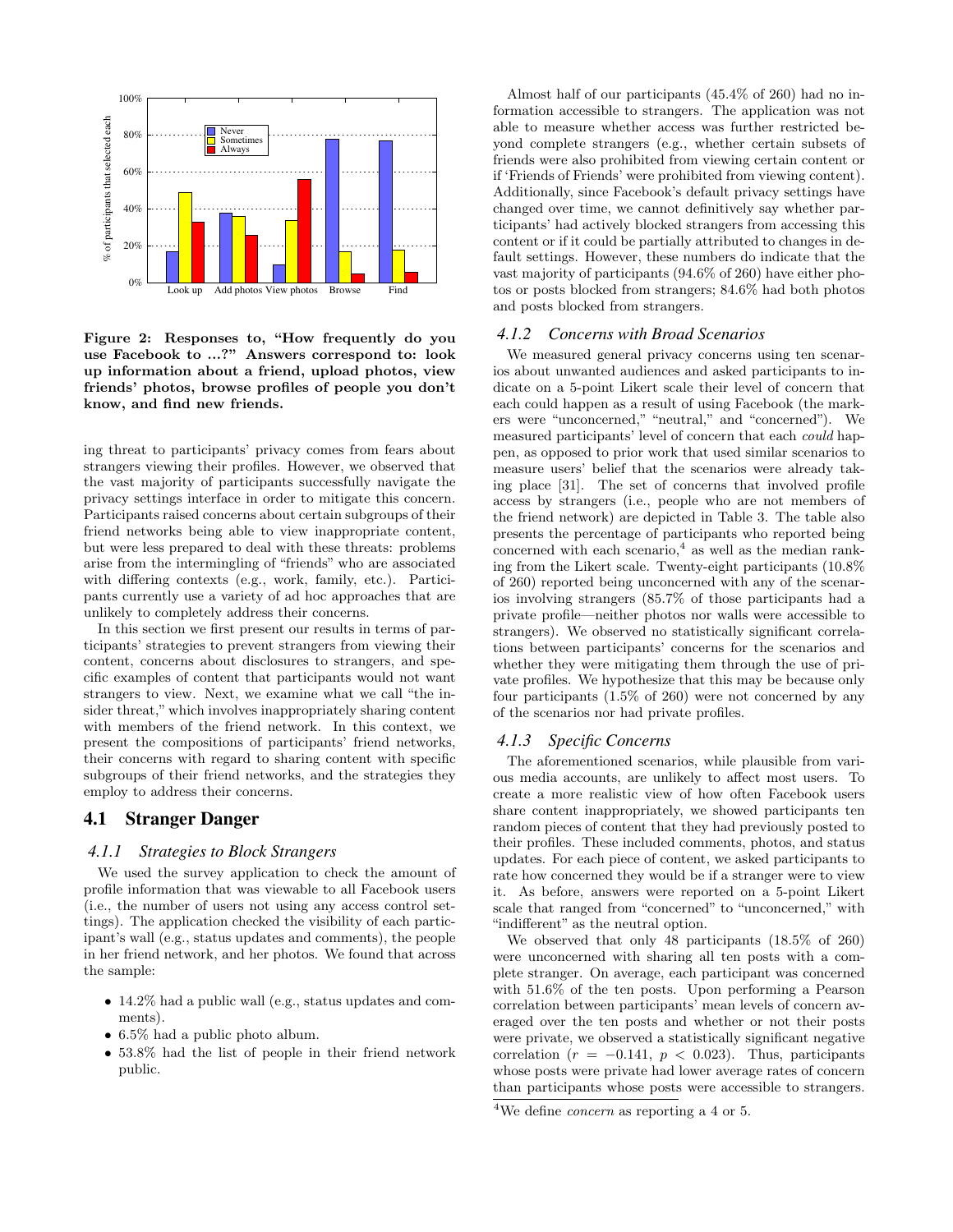Figure 2: Responses to, "How frequently do you use Facebook to ...?" Answers correspond to: look up information about a friend, upload photos, view friends' photos, browse profiles of people you don't know, and find new friends.

ing threat to participants' privacy comes from fears about strangers viewing their profiles. However, we observed that the vast majority of participants successfully navigate the privacy settings interface in order to mitigate this concern. Participants raised concerns about certain subgroups of their friend networks being able to view inappropriate content, but were less prepared to deal with these threats: problems arise from the intermingling of "friends" who are associated with differing contexts (e.g., work, family, etc.). Participants currently use a variety of ad hoc approaches that are unlikely to completely address their concerns.

In this section we first present our results in terms of participants' strategies to prevent strangers from viewing their content, concerns about disclosures to strangers, and specific examples of content that participants would not want strangers to view. Next, we examine what we call "the insider threat," which involves inappropriately sharing content with members of the friend network. In this context, we present the compositions of participants' friend networks, their concerns with regard to sharing content with specific subgroups of their friend networks, and the strategies they employ to address their concerns.

## 4.1 Stranger Danger

### 4.1.1 Strategies to Block Strangers

We used the survey application to check the amount of profile information that was viewable to all Facebook users (i.e., the number of users not using any access control settings). The application checked the visibility of each participant's wall (e.g., status updates and comments), the people in her friend network, and her photos. We found that across the sample:

- 14.2% had a public wall (e.g., status updates and comments).
- 6.5% had a public photo album.
- 53.8% had the list of people in their friend network public.

Almost half of our participants (45.4% of 260) had no information accessible to strangers. The application was not able to measure whether access was further restricted beyond complete strangers (e.g., whether certain subsets of friends were also prohibited from viewing certain content or if 'Friends of Friends' were prohibited from viewing content). Additionally, since Facebook's default privacy settings have changed over time, we cannot definitively say whether participants' had actively blocked strangers from accessing this content or if it could be partially attributed to changes in default settings. However, these numbers do indicate that the vast majority of participants (94.6% of 260) have either photos or posts blocked from strangers; 84.6% had both photos and posts blocked from strangers.

### 4.1.2 Concerns with Broad Scenarios

We measured general privacy concerns using ten scenarios about unwanted audiences and asked participants to indicate on a 5-point Likert scale their level of concern that each could happen as a result of using Facebook (the markers were "unconcerned," "neutral," and "concerned"). We measured participants' level of concern that each *could* happen, as opposed to prior work that used similar scenarios to measure users' belief that the scenarios were already taking place [31]. The set of concerns that involved profile access by strangers (i.e., people who are not members of the friend network) are depicted in Table 3. The table also presents the percentage of participants who reported being concerned with each scenario,[4] as well as the median ranking from the Likert scale. Twenty-eight participants (10.8% of 260) reported being unconcerned with any of the scenarios involving strangers (85.7% of those participants had a private profile—neither photos nor walls were accessible to strangers). We observed no statistically significant correlations between participants' concerns for the scenarios and whether they were mitigating them through the use of private profiles. We hypothesize that this may be because only four participants (1.5% of 260) were not concerned by any of the scenarios nor had private profiles.

### 4.1.3 Specific Concerns

The aforementioned scenarios, while plausible from various media accounts, are unlikely to affect most users. To create a more realistic view of how often Facebook users share content inappropriately, we showed participants ten random pieces of content that they had previously posted to their profiles. These included comments, photos, and status updates. For each piece of content, we asked participants to rate how concerned they would be if a stranger were to view it. As before, answers were reported on a 5-point Likert scale that ranged from "concerned" to "unconcerned," with "indifferent" as the neutral option.

We observed that only 48 participants (18.5% of 260) were unconcerned with sharing all ten posts with a complete stranger. On average, each participant was concerned with 51.6% of the ten posts. Upon performing a Pearson correlation between participants' mean levels of concern averaged over the ten posts and whether or not their posts were private, we observed a statistically significant negative correlation ($r = -0.141$, $p < 0.023$). Thus, participants whose posts were private had lower average rates of concern than participants whose posts were accessible to strangers.

[4] We define *concern* as reporting a 4 or 5.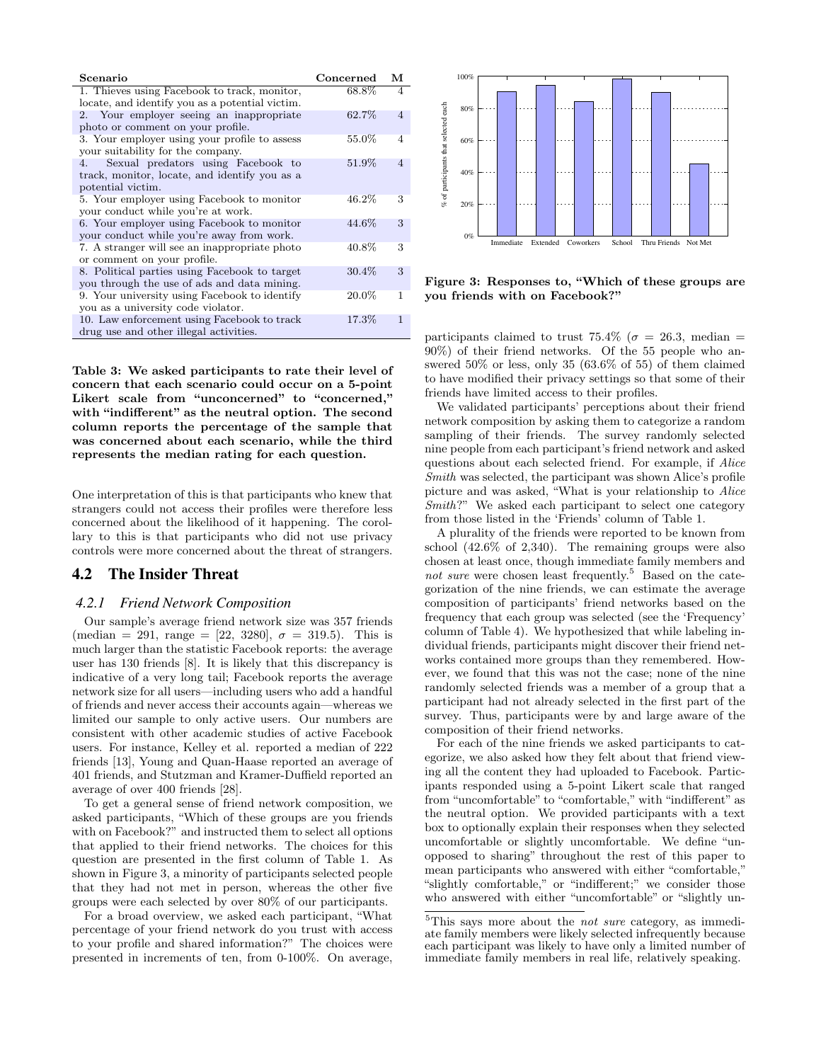| Scenario | Concerned | M |
|---|---|---|
| 1. Thieves using Facebook to track, monitor, locate, and identify you as a potential victim. | 68.8% | 4 |
| 2. Your employer seeing an inappropriate photo or comment on your profile. | 62.7% | 4 |
| 3. Your employer using your profile to assess your suitability for the company. | 55.0% | 4 |
| 4. Sexual predators using Facebook to track, monitor, locate, and identify you as a potential victim. | 51.9% | 4 |
| 5. Your employer using Facebook to monitor your conduct while you're at work. | 46.2% | 3 |
| 6. Your employer using Facebook to monitor your conduct while you're away from work. | 44.6% | 3 |
| 7. A stranger will see an inappropriate photo or comment on your profile. | 40.8% | 3 |
| 8. Political parties using Facebook to target you through the use of ads and data mining. | 30.4% | 3 |
| 9. Your university using Facebook to identify you as a university code violator. | 20.0% | 1 |
| 10. Law enforcement using Facebook to track drug use and other illegal activities. | 17.3% | 1 |

**Table 3: We asked participants to rate their level of concern that each scenario could occur on a 5-point Likert scale from "unconcerned" to "concerned," with "indifferent" as the neutral option. The second column reports the percentage of the sample that was concerned about each scenario, while the third represents the median rating for each question.**

One interpretation of this is that participants who knew that strangers could not access their profiles were therefore less concerned about the likelihood of it happening. The corollary to this is that participants who did not use privacy controls were more concerned about the threat of strangers.

## 4.2 The Insider Threat

### 4.2.1 Friend Network Composition

Our sample's average friend network size was 357 friends (median = 291, range = [22, 3280], $\sigma$ = 319.5). This is much larger than the statistic Facebook reports: the average user has 130 friends [8]. It is likely that this discrepancy is indicative of a very long tail; Facebook reports the average network size for all users—including users who add a handful of friends and never access their accounts again—whereas we limited our sample to only active users. Our numbers are consistent with other academic studies of active Facebook users. For instance, Kelley et al. reported a median of 222 friends [13], Young and Quan-Haase reported an average of 401 friends, and Stutzman and Kramer-Duffield reported an average of over 400 friends [28].

To get a general sense of friend network composition, we asked participants, "Which of these groups are you friends with on Facebook?" and instructed them to select all options that applied to their friend networks. The choices for this question are presented in the first column of Table 1. As shown in Figure 3, a minority of participants selected people that they had not met in person, whereas the other five groups were each selected by over 80% of our participants.

For a broad overview, we asked each participant, "What percentage of your friend network do you trust with access to your profile and shared information?" The choices were presented in increments of ten, from 0-100%. On average,

**Figure 3: Responses to, "Which of these groups are you friends with on Facebook?"**

participants claimed to trust 75.4% ($\sigma$ = 26.3, median = 90%) of their friend networks. Of the 55 people who answered 50% or less, only 35 (63.6% of 55) of them claimed to have modified their privacy settings so that some of their friends have limited access to their profiles.

We validated participants' perceptions about their friend network composition by asking them to categorize a random sampling of their friends. The survey randomly selected nine people from each participant's friend network and asked questions about each selected friend. For example, if *Alice Smith* was selected, the participant was shown Alice's profile picture and was asked, "What is your relationship to *Alice Smith*?" We asked each participant to select one category from those listed in the 'Friends' column of Table 1.

A plurality of the friends were reported to be known from school (42.6% of 2,340). The remaining groups were also chosen at least once, though immediate family members and *not sure* were chosen least frequently.[5] Based on the categorization of the nine friends, we can estimate the average composition of participants' friend networks based on the frequency that each group was selected (see the 'Frequency' column of Table 4). We hypothesized that while labeling individual friends, participants might discover their friend networks contained more groups than they remembered. However, we found that this was not the case; none of the nine randomly selected friends was a member of a group that a participant had not already selected in the first part of the survey. Thus, participants were by and large aware of the composition of their friend networks.

For each of the nine friends we asked participants to categorize, we also asked how they felt about that friend viewing all the content they had uploaded to Facebook. Participants responded using a 5-point Likert scale that ranged from "uncomfortable" to "comfortable," with "indifferent" as the neutral option. We provided participants with a text box to optionally explain their responses when they selected uncomfortable or slightly uncomfortable. We define "unopposed to sharing" throughout the rest of this paper to mean participants who answered with either "comfortable," "slightly comfortable," or "indifferent;" we consider those who answered with either "uncomfortable" or "slightly un-

[5] This says more about the *not sure* category, as immediate family members were likely selected infrequently because each participant was likely to have only a limited number of immediate family members in real life, relatively speaking.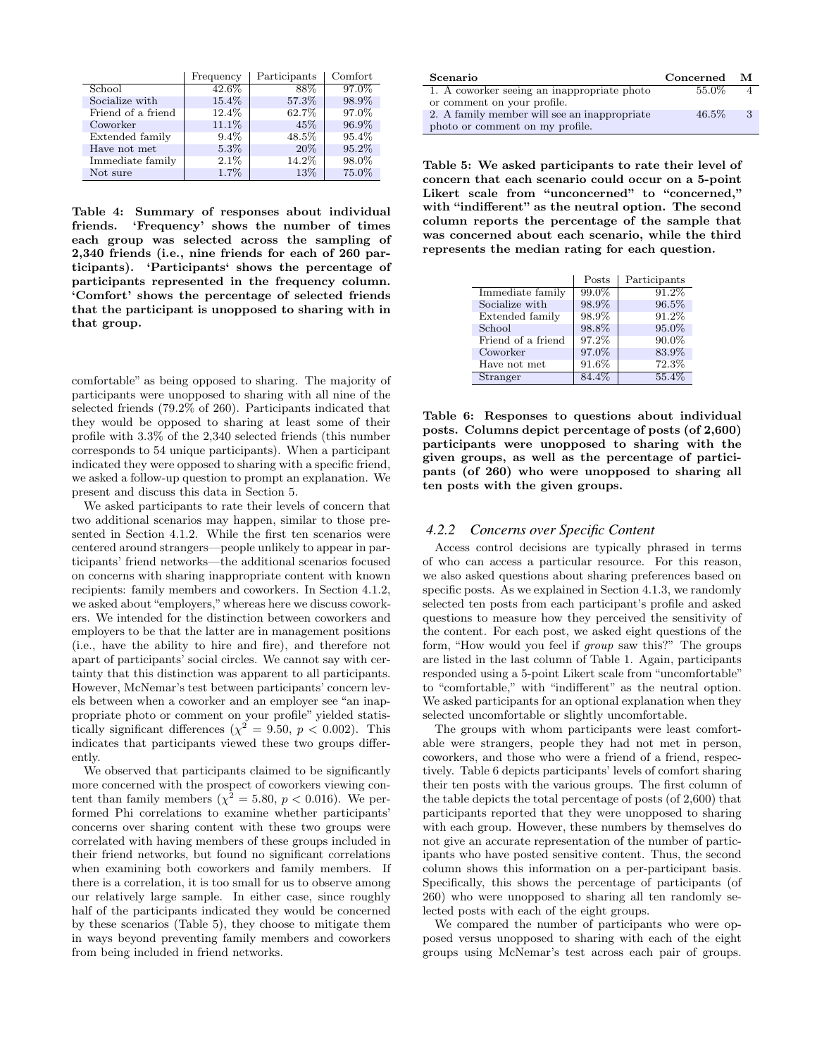|  | Frequency | Participants | Comfort |
|---|---|---|---|
| School | 42.6% | 88% | 97.0% |
| Socialize with | 15.4% | 57.3% | 98.9% |
| Friend of a friend | 12.4% | 62.7% | 97.0% |
| Coworker | 11.1% | 45% | 96.9% |
| Extended family | 9.4% | 48.5% | 95.4% |
| Have not met | 5.3% | 20% | 95.2% |
| Immediate family | 2.1% | 14.2% | 98.0% |
| Not sure | 1.7% | 13% | 75.0% |

**Table 4: Summary of responses about individual friends. 'Frequency' shows the number of times each group was selected across the sampling of 2,340 friends (i.e., nine friends for each of 260 participants). 'Participants' shows the percentage of participants represented in the frequency column. 'Comfort' shows the percentage of selected friends that the participant is unopposed to sharing with in that group.**

comfortable" as being opposed to sharing. The majority of participants were unopposed to sharing with all nine of the selected friends (79.2% of 260). Participants indicated that they would be opposed to sharing at least some of their profile with 3.3% of the 2,340 selected friends (this number corresponds to 54 unique participants). When a participant indicated they were opposed to sharing with a specific friend, we asked a follow-up question to prompt an explanation. We present and discuss this data in Section 5.

We asked participants to rate their levels of concern that two additional scenarios may happen, similar to those presented in Section 4.1.2. While the first ten scenarios were centered around strangers—people unlikely to appear in participants' friend networks—the additional scenarios focused on concerns with sharing inappropriate content with known recipients: family members and coworkers. In Section 4.1.2, we asked about "employers," whereas here we discuss coworkers. We intended for the distinction between coworkers and employers to be that the latter are in management positions (i.e., have the ability to hire and fire), and therefore not apart of participants' social circles. We cannot say with certainty that this distinction was apparent to all participants. However, McNemar's test between participants' concern levels between when a coworker and an employer see "an inappropriate photo or comment on your profile" yielded statistically significant differences ($\chi^2 = 9.50$, $p < 0.002$). This indicates that participants viewed these two groups differently.

We observed that participants claimed to be significantly more concerned with the prospect of coworkers viewing content than family members ($\chi^2 = 5.80$, $p < 0.016$). We performed Phi correlations to examine whether participants' concerns over sharing content with these two groups were correlated with having members of these groups included in their friend networks, but found no significant correlations when examining both coworkers and family members. If there is a correlation, it is too small for us to observe among our relatively large sample. In either case, since roughly half of the participants indicated they would be concerned by these scenarios (Table 5), they choose to mitigate them in ways beyond preventing family members and coworkers from being included in friend networks.

| Scenario | Concerned | M |
|---|---|---|
| 1. A coworker seeing an inappropriate photo or comment on your profile. | 55.0% | 4 |
| 2. A family member will see an inappropriate photo or comment on my profile. | 46.5% | 3 |

**Table 5: We asked participants to rate their level of concern that each scenario could occur on a 5-point Likert scale from "unconcerned" to "concerned," with "indifferent" as the neutral option. The second column reports the percentage of the sample that was concerned about each scenario, while the third represents the median rating for each question.**

|  | Posts | Participants |
|---|---|---|
| Immediate family | 99.0% | 91.2% |
| Socialize with | 98.9% | 96.5% |
| Extended family | 98.9% | 91.2% |
| School | 98.8% | 95.0% |
| Friend of a friend | 97.2% | 90.0% |
| Coworker | 97.0% | 83.9% |
| Have not met | 91.6% | 72.3% |
| Stranger | 84.4% | 55.4% |

**Table 6: Responses to questions about individual posts. Columns depict percentage of posts (of 2,600) participants were unopposed to sharing with the given groups, as well as the percentage of participants (of 260) who were unopposed to sharing all ten posts with the given groups.**

### 4.2.2 Concerns over Specific Content

Access control decisions are typically phrased in terms of who can access a particular resource. For this reason, we also asked questions about sharing preferences based on specific posts. As we explained in Section 4.1.3, we randomly selected ten posts from each participant's profile and asked questions to measure how they perceived the sensitivity of the content. For each post, we asked eight questions of the form, "How would you feel if *group* saw this?" The groups are listed in the last column of Table 1. Again, participants responded using a 5-point Likert scale from "uncomfortable" to "comfortable," with "indifferent" as the neutral option. We asked participants for an optional explanation when they selected uncomfortable or slightly uncomfortable.

The groups with whom participants were least comfortable were strangers, people they had not met in person, coworkers, and those who were a friend of a friend, respectively. Table 6 depicts participants' levels of comfort sharing their ten posts with the various groups. The first column of the table depicts the total percentage of posts (of 2,600) that participants reported that they were unopposed to sharing with each group. However, these numbers by themselves do not give an accurate representation of the number of participants who have posted sensitive content. Thus, the second column shows this information on a per-participant basis. Specifically, this shows the percentage of participants (of 260) who were unopposed to sharing all ten randomly selected posts with each of the eight groups.

We compared the number of participants who were opposed versus unopposed to sharing with each of the eight groups using McNemar's test across each pair of groups.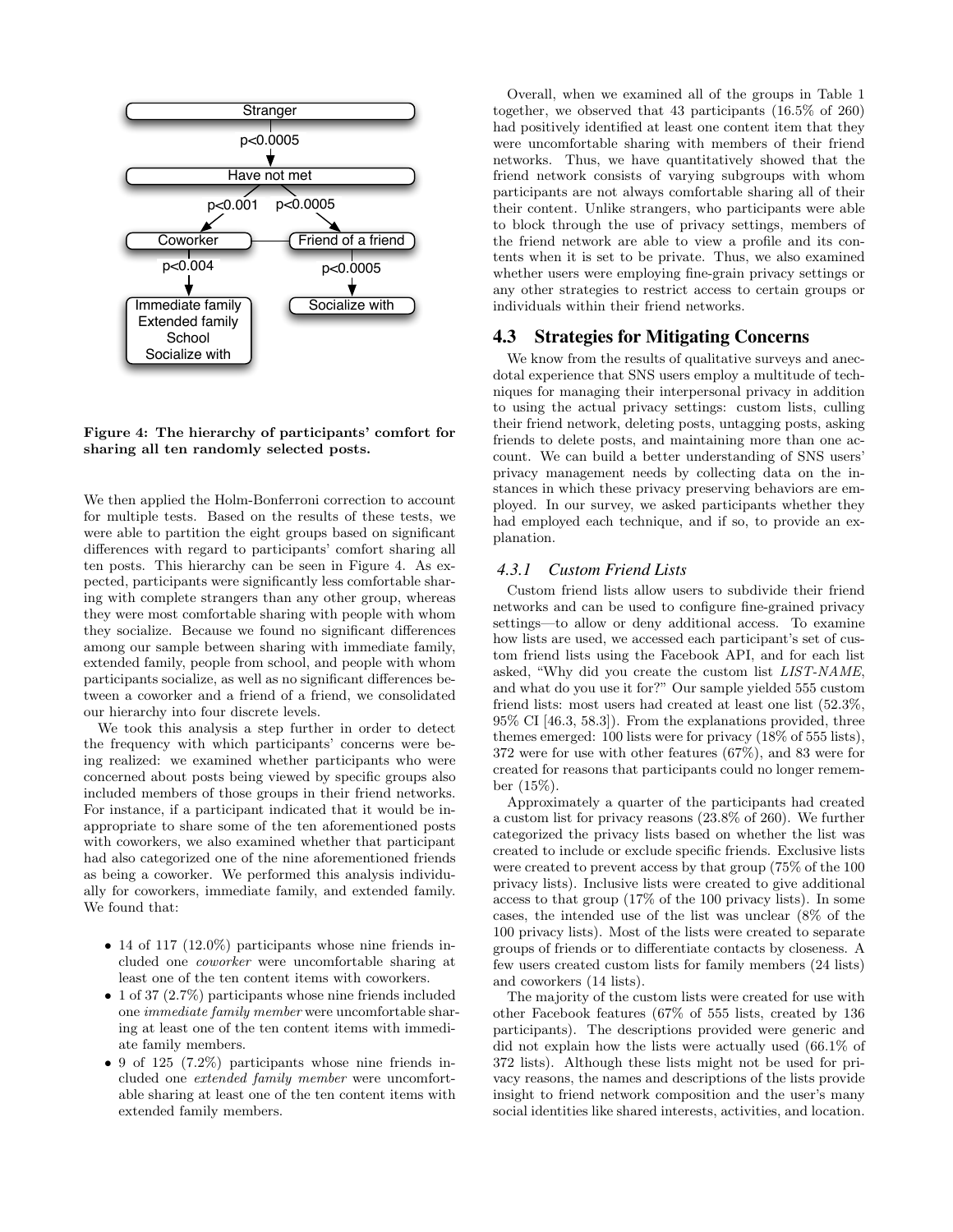Figure 4: The hierarchy of participants' comfort for sharing all ten randomly selected posts.

We then applied the Holm-Bonferroni correction to account for multiple tests. Based on the results of these tests, we were able to partition the eight groups based on significant differences with regard to participants' comfort sharing all ten posts. This hierarchy can be seen in Figure 4. As expected, participants were significantly less comfortable sharing with complete strangers than any other group, whereas they were most comfortable sharing with people with whom they socialize. Because we found no significant differences among our sample between sharing with immediate family, extended family, people from school, and people with whom participants socialize, as well as no significant differences between a coworker and a friend of a friend, we consolidated our hierarchy into four discrete levels.

We took this analysis a step further in order to detect the frequency with which participants' concerns were being realized: we examined whether participants who were concerned about posts being viewed by specific groups also included members of those groups in their friend networks. For instance, if a participant indicated that it would be inappropriate to share some of the ten aforementioned posts with coworkers, we also examined whether that participant had also categorized one of the nine aforementioned friends as being a coworker. We performed this analysis individually for coworkers, immediate family, and extended family. We found that:

- 14 of 117 (12.0%) participants whose nine friends included one *coworker* were uncomfortable sharing at least one of the ten content items with coworkers.
- 1 of 37 (2.7%) participants whose nine friends included one *immediate family member* were uncomfortable sharing at least one of the ten content items with immediate family members.
- 9 of 125 (7.2%) participants whose nine friends included one *extended family member* were uncomfortable sharing at least one of the ten content items with extended family members.

Overall, when we examined all of the groups in Table 1 together, we observed that 43 participants (16.5% of 260) had positively identified at least one content item that they were uncomfortable sharing with members of their friend networks. Thus, we have quantitatively showed that the friend network consists of varying subgroups with whom participants are not always comfortable sharing all of their their content. Unlike strangers, who participants were able to block through the use of privacy settings, members of the friend network are able to view a profile and its contents when it is set to be private. Thus, we also examined whether users were employing fine-grain privacy settings or any other strategies to restrict access to certain groups or individuals within their friend networks.

## 4.3 Strategies for Mitigating Concerns

We know from the results of qualitative surveys and anecdotal experience that SNS users employ a multitude of techniques for managing their interpersonal privacy in addition to using the actual privacy settings: custom lists, culling their friend network, deleting posts, untagging posts, asking friends to delete posts, and maintaining more than one account. We can build a better understanding of SNS users' privacy management needs by collecting data on the instances in which these privacy preserving behaviors are employed. In our survey, we asked participants whether they had employed each technique, and if so, to provide an explanation.

### 4.3.1 Custom Friend Lists

Custom friend lists allow users to subdivide their friend networks and can be used to configure fine-grained privacy settings—to allow or deny additional access. To examine how lists are used, we accessed each participant's set of custom friend lists using the Facebook API, and for each list asked, "Why did you create the custom list *LIST-NAME*, and what do you use it for?" Our sample yielded 555 custom friend lists: most users had created at least one list (52.3%, 95% CI [46.3, 58.3]). From the explanations provided, three themes emerged: 100 lists were for privacy (18% of 555 lists), 372 were for use with other features (67%), and 83 were for created for reasons that participants could no longer remember (15%).

Approximately a quarter of the participants had created a custom list for privacy reasons (23.8% of 260). We further categorized the privacy lists based on whether the list was created to include or exclude specific friends. Exclusive lists were created to prevent access by that group (75% of the 100 privacy lists). Inclusive lists were created to give additional access to that group (17% of the 100 privacy lists). In some cases, the intended use of the list was unclear (8% of the 100 privacy lists). Most of the lists were created to separate groups of friends or to differentiate contacts by closeness. A few users created custom lists for family members (24 lists) and coworkers (14 lists).

The majority of the custom lists were created for use with other Facebook features (67% of 555 lists, created by 136 participants). The descriptions provided were generic and did not explain how the lists were actually used (66.1% of 372 lists). Although these lists might not be used for privacy reasons, the names and descriptions of the lists provide insight to friend network composition and the user's many social identities like shared interests, activities, and location.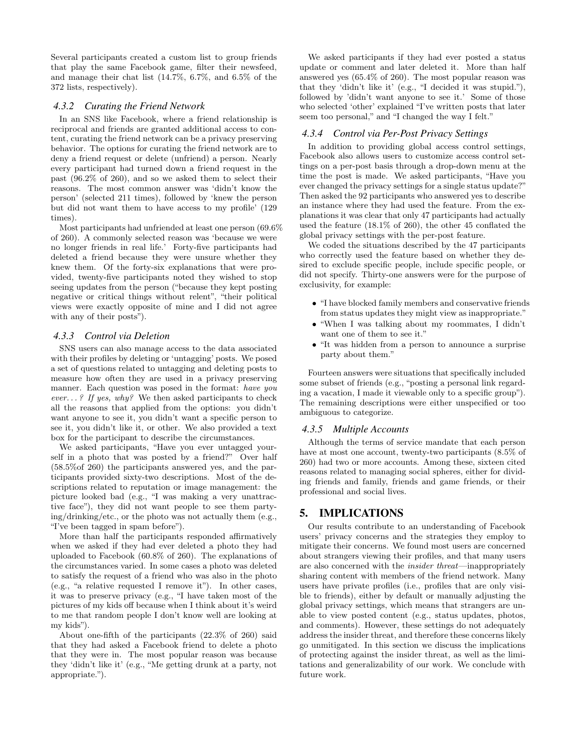Several participants created a custom list to group friends that play the same Facebook game, filter their newsfeed, and manage their chat list (14.7%, 6.7%, and 6.5% of the 372 lists, respectively).

### 4.3.2 Curating the Friend Network

In an SNS like Facebook, where a friend relationship is reciprocal and friends are granted additional access to content, curating the friend network can be a privacy preserving behavior. The options for curating the friend network are to deny a friend request or delete (unfriend) a person. Nearly every participant had turned down a friend request in the past (96.2% of 260), and so we asked them to select their reasons. The most common answer was 'didn't know the person' (selected 211 times), followed by 'knew the person but did not want them to have access to my profile' (129 times).

Most participants had unfriended at least one person (69.6% of 260). A commonly selected reason was 'because we were no longer friends in real life.' Forty-five participants had deleted a friend because they were unsure whether they knew them. Of the forty-six explanations that were provided, twenty-five participants noted they wished to stop seeing updates from the person ("because they kept posting negative or critical things without relent", "their political views were exactly opposite of mine and I did not agree with any of their posts").

### 4.3.3 Control via Deletion

SNS users can also manage access to the data associated with their profiles by deleting or 'untagging' posts. We posed a set of questions related to untagging and deleting posts to measure how often they are used in a privacy preserving manner. Each question was posed in the format: *have you ever... ? If yes, why?* We then asked participants to check all the reasons that applied from the options: you didn't want anyone to see it, you didn't want a specific person to see it, you didn't like it, or other. We also provided a text box for the participant to describe the circumstances.

We asked participants, "Have you ever untagged yourself in a photo that was posted by a friend?" Over half (58.5%of 260) the participants answered yes, and the participants provided sixty-two descriptions. Most of the descriptions related to reputation or image management: the picture looked bad (e.g., "I was making a very unattractive face"), they did not want people to see them partying/drinking/etc., or the photo was not actually them (e.g., "I've been tagged in spam before").

More than half the participants responded affirmatively when we asked if they had ever deleted a photo they had uploaded to Facebook (60.8% of 260). The explanations of the circumstances varied. In some cases a photo was deleted to satisfy the request of a friend who was also in the photo (e.g., "a relative requested I remove it"). In other cases, it was to preserve privacy (e.g., "I have taken most of the pictures of my kids off because when I think about it's weird to me that random people I don't know well are looking at my kids").

About one-fifth of the participants (22.3% of 260) said that they had asked a Facebook friend to delete a photo that they were in. The most popular reason was because they 'didn't like it' (e.g., "Me getting drunk at a party, not appropriate.").

We asked participants if they had ever posted a status update or comment and later deleted it. More than half answered yes (65.4% of 260). The most popular reason was that they 'didn't like it' (e.g., "I decided it was stupid."), followed by 'didn't want anyone to see it.' Some of those who selected 'other' explained "I've written posts that later seem too personal," and "I changed the way I felt."

### 4.3.4 Control via Per-Post Privacy Settings

In addition to providing global access control settings, Facebook also allows users to customize access control settings on a per-post basis through a drop-down menu at the time the post is made. We asked participants, "Have you ever changed the privacy settings for a single status update?" Then asked the 92 participants who answered yes to describe an instance where they had used the feature. From the explanations it was clear that only 47 participants had actually used the feature (18.1% of 260), the other 45 conflated the global privacy settings with the per-post feature.

We coded the situations described by the 47 participants who correctly used the feature based on whether they desired to exclude specific people, include specific people, or did not specify. Thirty-one answers were for the purpose of exclusivity, for example:

- "I have blocked family members and conservative friends from status updates they might view as inappropriate."
- "When I was talking about my roommates, I didn't want one of them to see it."
- "It was hidden from a person to announce a surprise party about them."

Fourteen answers were situations that specifically included some subset of friends (e.g., "posting a personal link regarding a vacation, I made it viewable only to a specific group"). The remaining descriptions were either unspecified or too ambiguous to categorize.

### 4.3.5 Multiple Accounts

Although the terms of service mandate that each person have at most one account, twenty-two participants (8.5% of 260) had two or more accounts. Among these, sixteen cited reasons related to managing social spheres, either for dividing friends and family, friends and game friends, or their professional and social lives.

## 5. IMPLICATIONS

Our results contribute to an understanding of Facebook users' privacy concerns and the strategies they employ to mitigate their concerns. We found most users are concerned about strangers viewing their profiles, and that many users are also concerned with the *insider threat*—inappropriately sharing content with members of the friend network. Many users have private profiles (i.e., profiles that are only visible to friends), either by default or manually adjusting the global privacy settings, which means that strangers are unable to view posted content (e.g., status updates, photos, and comments). However, these settings do not adequately address the insider threat, and therefore these concerns likely go unmitigated. In this section we discuss the implications of protecting against the insider threat, as well as the limitations and generalizability of our work. We conclude with future work.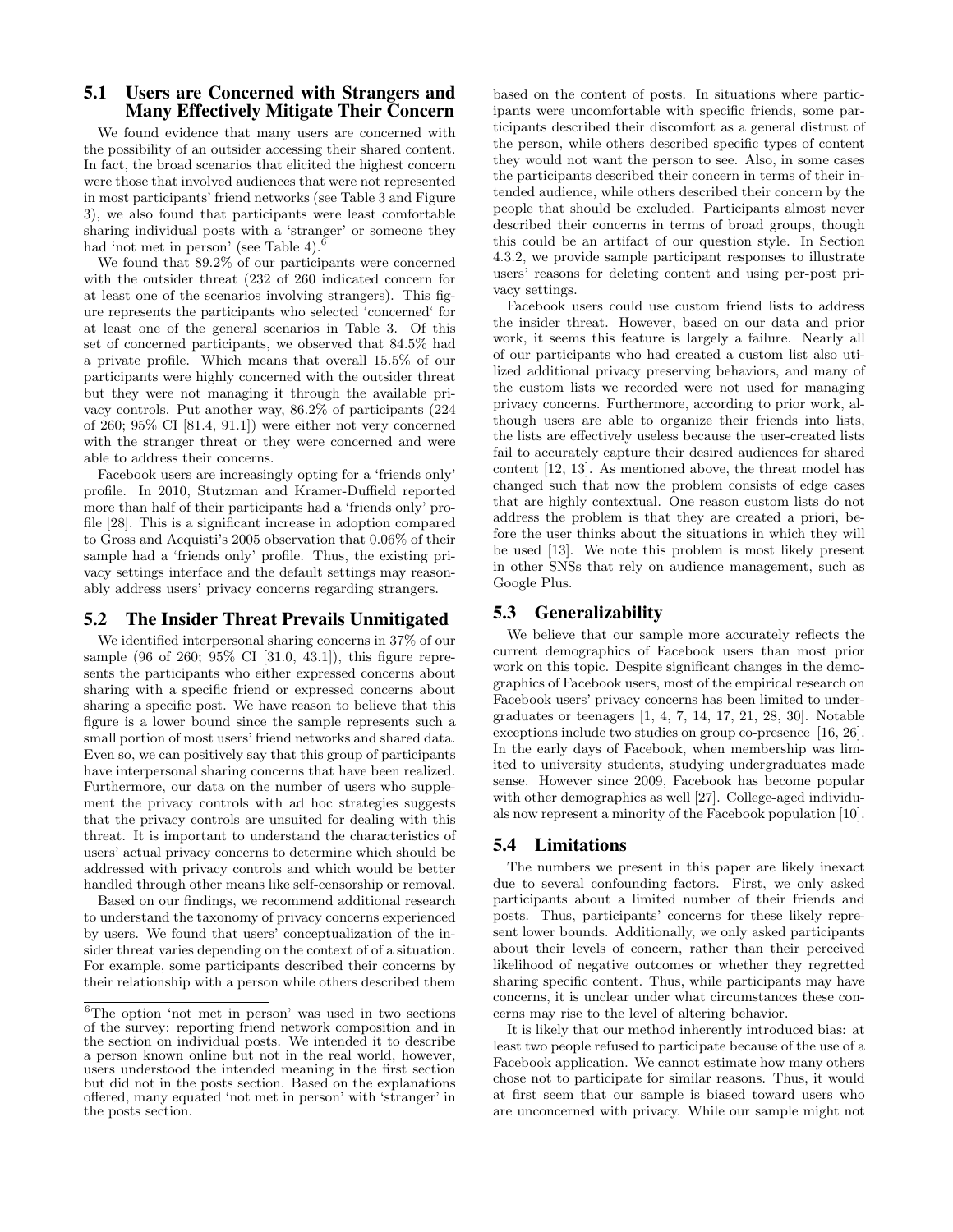### 5.1 Users are Concerned with Strangers and Many Effectively Mitigate Their Concern

We found evidence that many users are concerned with the possibility of an outsider accessing their shared content. In fact, the broad scenarios that elicited the highest concern were those that involved audiences that were not represented in most participants' friend networks (see Table 3 and Figure 3), we also found that participants were least comfortable sharing individual posts with a 'stranger' or someone they had 'not met in person' (see Table 4).[6]

We found that 89.2% of our participants were concerned with the outsider threat (232 of 260 indicated concern for at least one of the scenarios involving strangers). This figure represents the participants who selected 'concerned' for at least one of the general scenarios in Table 3. Of this set of concerned participants, we observed that 84.5% had a private profile. Which means that overall 15.5% of our participants were highly concerned with the outsider threat but they were not managing it through the available privacy controls. Put another way, 86.2% of participants (224 of 260; 95% CI [81.4, 91.1]) were either not very concerned with the stranger threat or they were concerned and were able to address their concerns.

Facebook users are increasingly opting for a 'friends only' profile. In 2010, Stutzman and Kramer-Duffield reported more than half of their participants had a 'friends only' profile [28]. This is a significant increase in adoption compared to Gross and Acquisti's 2005 observation that 0.06% of their sample had a 'friends only' profile. Thus, the existing privacy settings interface and the default settings may reasonably address users' privacy concerns regarding strangers.

### 5.2 The Insider Threat Prevails Unmitigated

We identified interpersonal sharing concerns in 37% of our sample (96 of 260; 95% CI [31.0, 43.1]), this figure represents the participants who either expressed concerns about sharing with a specific friend or expressed concerns about sharing a specific post. We have reason to believe that this figure is a lower bound since the sample represents such a small portion of most users' friend networks and shared data. Even so, we can positively say that this group of participants have interpersonal sharing concerns that have been realized. Furthermore, our data on the number of users who supplement the privacy controls with ad hoc strategies suggests that the privacy controls are unsuited for dealing with this threat. It is important to understand the characteristics of users' actual privacy concerns to determine which should be addressed with privacy controls and which would be better handled through other means like self-censorship or removal.

Based on our findings, we recommend additional research to understand the taxonomy of privacy concerns experienced by users. We found that users' conceptualization of the insider threat varies depending on the context of of a situation. For example, some participants described their concerns by their relationship with a person while others described them based on the content of posts. In situations where participants were uncomfortable with specific friends, some participants described their discomfort as a general distrust of the person, while others described specific types of content they would not want the person to see. Also, in some cases the participants described their concern in terms of their intended audience, while others described their concern by the people that should be excluded. Participants almost never described their concerns in terms of broad groups, though this could be an artifact of our question style. In Section 4.3.2, we provide sample participant responses to illustrate users' reasons for deleting content and using per-post privacy settings.

Facebook users could use custom friend lists to address the insider threat. However, based on our data and prior work, it seems this feature is largely a failure. Nearly all of our participants who had created a custom list also utilized additional privacy preserving behaviors, and many of the custom lists we recorded were not used for managing privacy concerns. Furthermore, according to prior work, although users are able to organize their friends into lists, the lists are effectively useless because the user-created lists fail to accurately capture their desired audiences for shared content [12, 13]. As mentioned above, the threat model has changed such that now the problem consists of edge cases that are highly contextual. One reason custom lists do not address the problem is that they are created a priori, before the user thinks about the situations in which they will be used [13]. We note this problem is most likely present in other SNSs that rely on audience management, such as Google Plus.

### 5.3 Generalizability

We believe that our sample more accurately reflects the current demographics of Facebook users than most prior work on this topic. Despite significant changes in the demographics of Facebook users, most of the empirical research on Facebook users' privacy concerns has been limited to undergraduates or teenagers [1, 4, 7, 14, 17, 21, 28, 30]. Notable exceptions include two studies on group co-presence [16, 26]. In the early days of Facebook, when membership was limited to university students, studying undergraduates made sense. However since 2009, Facebook has become popular with other demographics as well [27]. College-aged individuals now represent a minority of the Facebook population [10].

### 5.4 Limitations

The numbers we present in this paper are likely inexact due to several confounding factors. First, we only asked participants about a limited number of their friends and posts. Thus, participants' concerns for these likely represent lower bounds. Additionally, we only asked participants about their levels of concern, rather than their perceived likelihood of negative outcomes or whether they regretted sharing specific content. Thus, while participants may have concerns, it is unclear under what circumstances these concerns may rise to the level of altering behavior.

It is likely that our method inherently introduced bias: at least two people refused to participate because of the use of a Facebook application. We cannot estimate how many others chose not to participate for similar reasons. Thus, it would at first seem that our sample is biased toward users who are unconcerned with privacy. While our sample might not

[6]The option 'not met in person' was used in two sections of the survey: reporting friend network composition and in the section on individual posts. We intended it to describe a person known online but not in the real world, however, users understood the intended meaning in the first section but did not in the posts section. Based on the explanations offered, many equated 'not met in person' with 'stranger' in the posts section.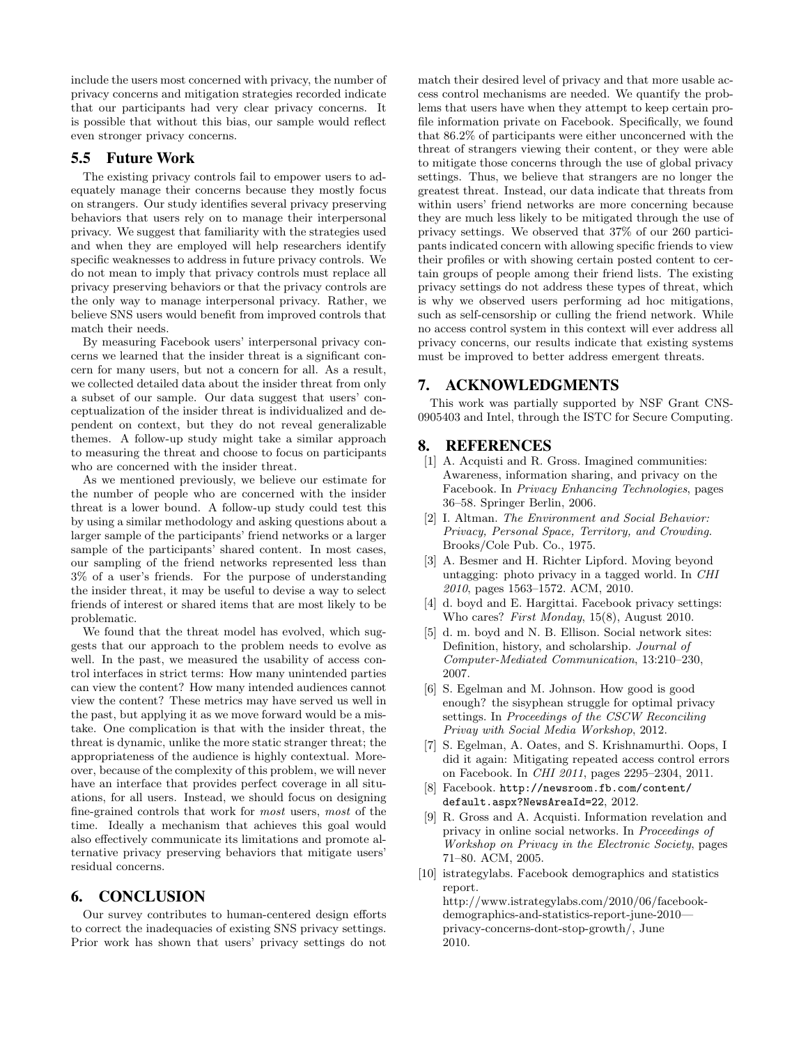include the users most concerned with privacy, the number of privacy concerns and mitigation strategies recorded indicate that our participants had very clear privacy concerns. It is possible that without this bias, our sample would reflect even stronger privacy concerns.

### 5.5 Future Work

The existing privacy controls fail to empower users to adequately manage their concerns because they mostly focus on strangers. Our study identifies several privacy preserving behaviors that users rely on to manage their interpersonal privacy. We suggest that familiarity with the strategies used and when they are employed will help researchers identify specific weaknesses to address in future privacy controls. We do not mean to imply that privacy controls must replace all privacy preserving behaviors or that the privacy controls are the only way to manage interpersonal privacy. Rather, we believe SNS users would benefit from improved controls that match their needs.

By measuring Facebook users' interpersonal privacy concerns we learned that the insider threat is a significant concern for many users, but not a concern for all. As a result, we collected detailed data about the insider threat from only a subset of our sample. Our data suggest that users' conceptualization of the insider threat is individualized and dependent on context, but they do not reveal generalizable themes. A follow-up study might take a similar approach to measuring the threat and choose to focus on participants who are concerned with the insider threat.

As we mentioned previously, we believe our estimate for the number of people who are concerned with the insider threat is a lower bound. A follow-up study could test this by using a similar methodology and asking questions about a larger sample of the participants' friend networks or a larger sample of the participants' shared content. In most cases, our sampling of the friend networks represented less than 3% of a user's friends. For the purpose of understanding the insider threat, it may be useful to devise a way to select friends of interest or shared items that are most likely to be problematic.

We found that the threat model has evolved, which suggests that our approach to the problem needs to evolve as well. In the past, we measured the usability of access control interfaces in strict terms: How many unintended parties can view the content? How many intended audiences cannot view the content? These metrics may have served us well in the past, but applying it as we move forward would be a mistake. One complication is that with the insider threat, the threat is dynamic, unlike the more static stranger threat; the appropriateness of the audience is highly contextual. Moreover, because of the complexity of this problem, we will never have an interface that provides perfect coverage in all situations, for all users. Instead, we should focus on designing fine-grained controls that work for *most* users, *most* of the time. Ideally a mechanism that achieves this goal would also effectively communicate its limitations and promote alternative privacy preserving behaviors that mitigate users' residual concerns.

## 6. CONCLUSION

Our survey contributes to human-centered design efforts to correct the inadequacies of existing SNS privacy settings. Prior work has shown that users' privacy settings do not match their desired level of privacy and that more usable access control mechanisms are needed. We quantify the problems that users have when they attempt to keep certain profile information private on Facebook. Specifically, we found that 86.2% of participants were either unconcerned with the threat of strangers viewing their content, or they were able to mitigate those concerns through the use of global privacy settings. Thus, we believe that strangers are no longer the greatest threat. Instead, our data indicate that threats from within users' friend networks are more concerning because they are much less likely to be mitigated through the use of privacy settings. We observed that 37% of our 260 participants indicated concern with allowing specific friends to view their profiles or with showing certain posted content to certain groups of people among their friend lists. The existing privacy settings do not address these types of threat, which is why we observed users performing ad hoc mitigations, such as self-censorship or culling the friend network. While no access control system in this context will ever address all privacy concerns, our results indicate that existing systems must be improved to better address emergent threats.

## 7. ACKNOWLEDGMENTS

This work was partially supported by NSF Grant CNS-0905403 and Intel, through the ISTC for Secure Computing.

## 8. REFERENCES

[1] A. Acquisti and R. Gross. Imagined communities: Awareness, information sharing, and privacy on the Facebook. In *Privacy Enhancing Technologies*, pages 36–58. Springer Berlin, 2006.

[2] I. Altman. *The Environment and Social Behavior: Privacy, Personal Space, Territory, and Crowding*. Brooks/Cole Pub. Co., 1975.

[3] A. Besmer and H. Richter Lipford. Moving beyond untagging: photo privacy in a tagged world. In *CHI 2010*, pages 1563–1572. ACM, 2010.

[4] d. boyd and E. Hargittai. Facebook privacy settings: Who cares? *First Monday*, 15(8), August 2010.

[5] d. m. boyd and N. B. Ellison. Social network sites: Definition, history, and scholarship. *Journal of Computer-Mediated Communication*, 13:210–230, 2007.

[6] S. Egelman and M. Johnson. How good is good enough? the sisyphean struggle for optimal privacy settings. In *Proceedings of the CSCW Reconciling Privay with Social Media Workshop*, 2012.

[7] S. Egelman, A. Oates, and S. Krishnamurthi. Oops, I did it again: Mitigating repeated access control errors on Facebook. In *CHI 2011*, pages 2295–2304, 2011.

[8] Facebook. http://newsroom.fb.com/content/default.aspx?NewsAreaId=22, 2012.

[9] R. Gross and A. Acquisti. Information revelation and privacy in online social networks. In *Proceedings of Workshop on Privacy in the Electronic Society*, pages 71–80. ACM, 2005.

[10] istrategylabs. Facebook demographics and statistics report. http://www.istrategylabs.com/2010/06/facebook-demographics-and-statistics-report-june-2010—privacy-concerns-dont-stop-growth/, June 2010.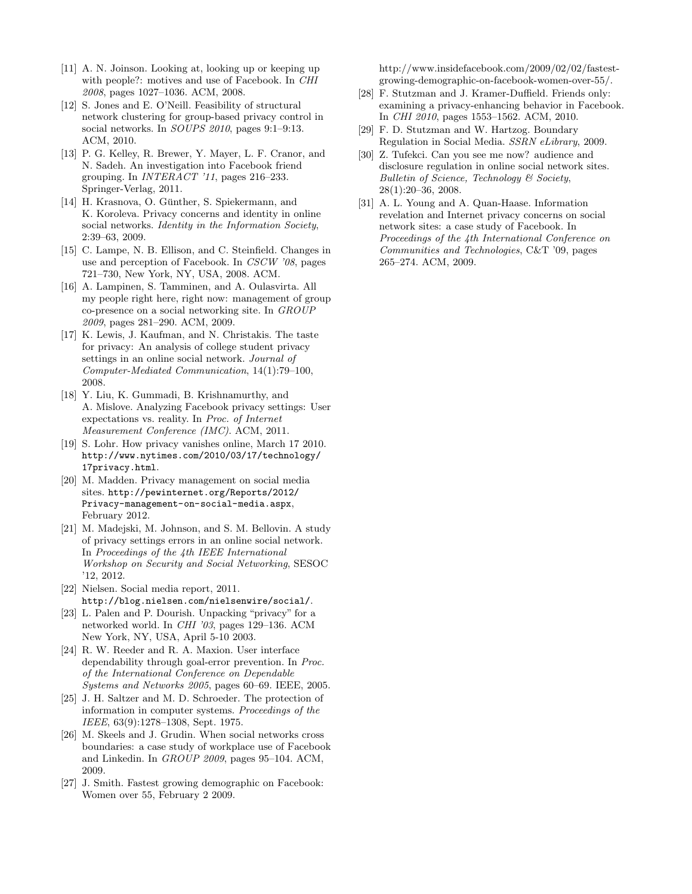[11] A. N. Joinson. Looking at, looking up or keeping up with people?: motives and use of Facebook. In *CHI 2008*, pages 1027–1036. ACM, 2008.

[12] S. Jones and E. O'Neill. Feasibility of structural network clustering for group-based privacy control in social networks. In *SOUPS 2010*, pages 9:1–9:13. ACM, 2010.

[13] P. G. Kelley, R. Brewer, Y. Mayer, L. F. Cranor, and N. Sadeh. An investigation into Facebook friend grouping. In *INTERACT '11*, pages 216–233. Springer-Verlag, 2011.

[14] H. Krasnova, O. Günther, S. Spiekermann, and K. Koroleva. Privacy concerns and identity in online social networks. *Identity in the Information Society*, 2:39–63, 2009.

[15] C. Lampe, N. B. Ellison, and C. Steinfield. Changes in use and perception of Facebook. In *CSCW '08*, pages 721–730, New York, NY, USA, 2008. ACM.

[16] A. Lampinen, S. Tamminen, and A. Oulasvirta. All my people right here, right now: management of group co-presence on a social networking site. In *GROUP 2009*, pages 281–290. ACM, 2009.

[17] K. Lewis, J. Kaufman, and N. Christakis. The taste for privacy: An analysis of college student privacy settings in an online social network. *Journal of Computer-Mediated Communication*, 14(1):79–100, 2008.

[18] Y. Liu, K. Gummadi, B. Krishnamurthy, and A. Mislove. Analyzing Facebook privacy settings: User expectations vs. reality. In *Proc. of Internet Measurement Conference (IMC)*. ACM, 2011.

[19] S. Lohr. How privacy vanishes online, March 17 2010. `http://www.nytimes.com/2010/03/17/technology/17privacy.html`.

[20] M. Madden. Privacy management on social media sites. `http://pewinternet.org/Reports/2012/Privacy-management-on-social-media.aspx`, February 2012.

[21] M. Madejski, M. Johnson, and S. M. Bellovin. A study of privacy settings errors in an online social network. In *Proceedings of the 4th IEEE International Workshop on Security and Social Networking*, SESOC '12, 2012.

[22] Nielsen. Social media report, 2011. `http://blog.nielsen.com/nielsenwire/social/`.

[23] L. Palen and P. Dourish. Unpacking "privacy" for a networked world. In *CHI '03*, pages 129–136. ACM New York, NY, USA, April 5-10 2003.

[24] R. W. Reeder and R. A. Maxion. User interface dependability through goal-error prevention. In *Proc. of the International Conference on Dependable Systems and Networks 2005*, pages 60–69. IEEE, 2005.

[25] J. H. Saltzer and M. D. Schroeder. The protection of information in computer systems. *Proceedings of the IEEE*, 63(9):1278–1308, Sept. 1975.

[26] M. Skeels and J. Grudin. When social networks cross boundaries: a case study of workplace use of Facebook and Linkedin. In *GROUP 2009*, pages 95–104. ACM, 2009.

[27] J. Smith. Fastest growing demographic on Facebook: Women over 55, February 2 2009. http://www.insidefacebook.com/2009/02/02/fastest-growing-demographic-on-facebook-women-over-55/.

[28] F. Stutzman and J. Kramer-Duffield. Friends only: examining a privacy-enhancing behavior in Facebook. In *CHI 2010*, pages 1553–1562. ACM, 2010.

[29] F. D. Stutzman and W. Hartzog. Boundary Regulation in Social Media. *SSRN eLibrary*, 2009.

[30] Z. Tufekci. Can you see me now? audience and disclosure regulation in online social network sites. *Bulletin of Science, Technology & Society*, 28(1):20–36, 2008.

[31] A. L. Young and A. Quan-Haase. Information revelation and Internet privacy concerns on social network sites: a case study of Facebook. In *Proceedings of the 4th International Conference on Communities and Technologies*, C&T '09, pages 265–274. ACM, 2009.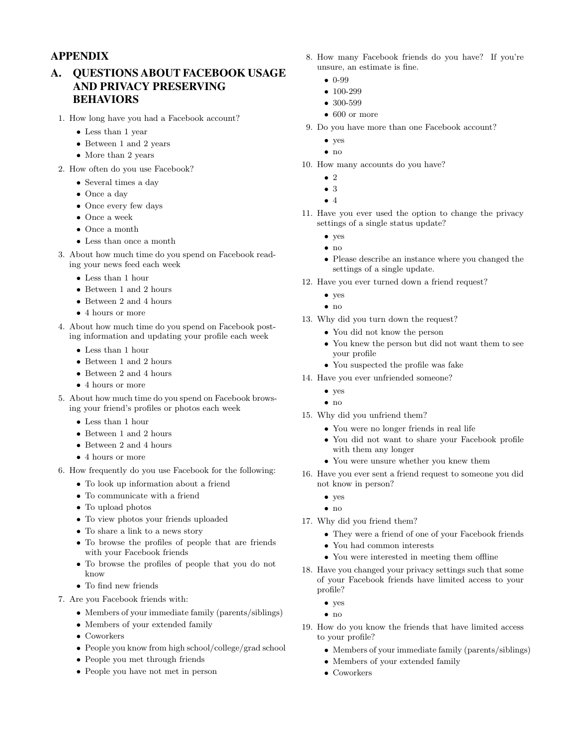# APPENDIX

## A. QUESTIONS ABOUT FACEBOOK USAGE AND PRIVACY PRESERVING BEHAVIORS

1. How long have you had a Facebook account?
   - Less than 1 year
   - Between 1 and 2 years
   - More than 2 years
2. How often do you use Facebook?
   - Several times a day
   - Once a day
   - Once every few days
   - Once a week
   - Once a month
   - Less than once a month
3. About how much time do you spend on Facebook reading your news feed each week
   - Less than 1 hour
   - Between 1 and 2 hours
   - Between 2 and 4 hours
   - 4 hours or more
4. About how much time do you spend on Facebook posting information and updating your profile each week
   - Less than 1 hour
   - Between 1 and 2 hours
   - Between 2 and 4 hours
   - 4 hours or more
5. About how much time do you spend on Facebook browsing your friend's profiles or photos each week
   - Less than 1 hour
   - Between 1 and 2 hours
   - Between 2 and 4 hours
   - 4 hours or more
6. How frequently do you use Facebook for the following:
   - To look up information about a friend
   - To communicate with a friend
   - To upload photos
   - To view photos your friends uploaded
   - To share a link to a news story
   - To browse the profiles of people that are friends with your Facebook friends
   - To browse the profiles of people that you do not know
   - To find new friends
7. Are you Facebook friends with:
   - Members of your immediate family (parents/siblings)
   - Members of your extended family
   - Coworkers
   - People you know from high school/college/grad school
   - People you met through friends
   - People you have not met in person
8. How many Facebook friends do you have? If you're unsure, an estimate is fine.
   - 0-99
   - 100-299
   - 300-599
   - 600 or more
9. Do you have more than one Facebook account?
   - yes
   - no
10. How many accounts do you have?
    - 2
    - 3
    - 4
11. Have you ever used the option to change the privacy settings of a single status update?
    - yes
    - no
    - Please describe an instance where you changed the settings of a single update.
12. Have you ever turned down a friend request?
    - yes
    - no
13. Why did you turn down the request?
    - You did not know the person
    - You knew the person but did not want them to see your profile
    - You suspected the profile was fake
14. Have you ever unfriended someone?
    - yes
    - no
15. Why did you unfriend them?
    - You were no longer friends in real life
    - You did not want to share your Facebook profile with them any longer
    - You were unsure whether you knew them
16. Have you ever sent a friend request to someone you did not know in person?
    - yes
    - no
17. Why did you friend them?
    - They were a friend of one of your Facebook friends
    - You had common interests
    - You were interested in meeting them offline
18. Have you changed your privacy settings such that some of your Facebook friends have limited access to your profile?
    - yes
    - no
19. How do you know the friends that have limited access to your profile?
    - Members of your immediate family (parents/siblings)
    - Members of your extended family
    - Coworkers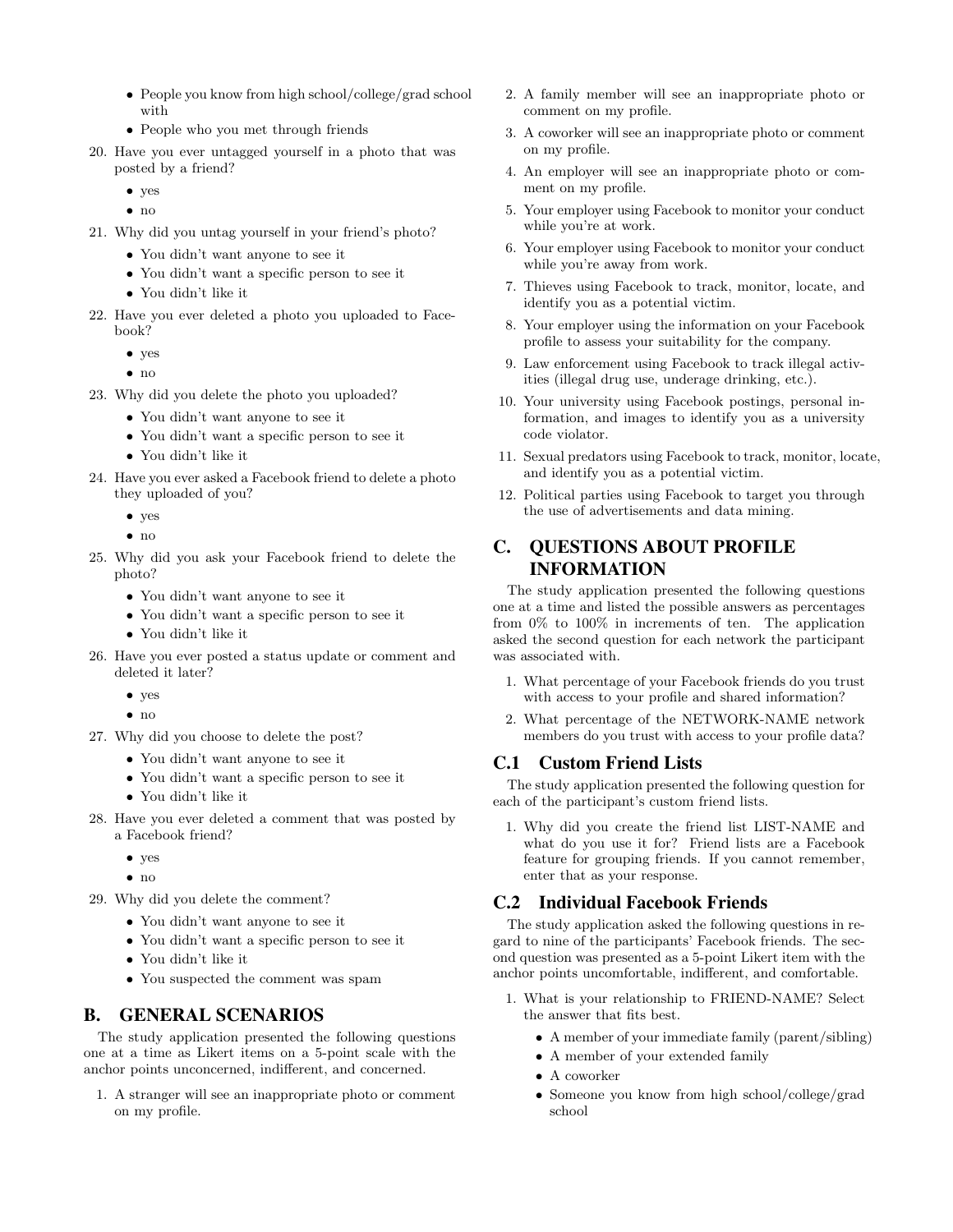- People you know from high school/college/grad school with
- People who you met through friends

20. Have you ever untagged yourself in a photo that was posted by a friend?
    - yes
    - no
21. Why did you untag yourself in your friend's photo?
    - You didn't want anyone to see it
    - You didn't want a specific person to see it
    - You didn't like it
22. Have you ever deleted a photo you uploaded to Facebook?
    - yes
    - no
23. Why did you delete the photo you uploaded?
    - You didn't want anyone to see it
    - You didn't want a specific person to see it
    - You didn't like it
24. Have you ever asked a Facebook friend to delete a photo they uploaded of you?
    - yes
    - no
25. Why did you ask your Facebook friend to delete the photo?
    - You didn't want anyone to see it
    - You didn't want a specific person to see it
    - You didn't like it
26. Have you ever posted a status update or comment and deleted it later?
    - yes
    - no
27. Why did you choose to delete the post?
    - You didn't want anyone to see it
    - You didn't want a specific person to see it
    - You didn't like it
28. Have you ever deleted a comment that was posted by a Facebook friend?
    - yes
    - no
29. Why did you delete the comment?
    - You didn't want anyone to see it
    - You didn't want a specific person to see it
    - You didn't like it
    - You suspected the comment was spam

## B. GENERAL SCENARIOS

The study application presented the following questions one at a time as Likert items on a 5-point scale with the anchor points unconcerned, indifferent, and concerned.

1. A stranger will see an inappropriate photo or comment on my profile.
2. A family member will see an inappropriate photo or comment on my profile.
3. A coworker will see an inappropriate photo or comment on my profile.
4. An employer will see an inappropriate photo or comment on my profile.
5. Your employer using Facebook to monitor your conduct while you're at work.
6. Your employer using Facebook to monitor your conduct while you're away from work.
7. Thieves using Facebook to track, monitor, locate, and identify you as a potential victim.
8. Your employer using the information on your Facebook profile to assess your suitability for the company.
9. Law enforcement using Facebook to track illegal activities (illegal drug use, underage drinking, etc.).
10. Your university using Facebook postings, personal information, and images to identify you as a university code violator.
11. Sexual predators using Facebook to track, monitor, locate, and identify you as a potential victim.
12. Political parties using Facebook to target you through the use of advertisements and data mining.

## C. QUESTIONS ABOUT PROFILE INFORMATION

The study application presented the following questions one at a time and listed the possible answers as percentages from 0% to 100% in increments of ten. The application asked the second question for each network the participant was associated with.

1. What percentage of your Facebook friends do you trust with access to your profile and shared information?
2. What percentage of the NETWORK-NAME network members do you trust with access to your profile data?

### C.1 Custom Friend Lists

The study application presented the following question for each of the participant's custom friend lists.

1. Why did you create the friend list LIST-NAME and what do you use it for? Friend lists are a Facebook feature for grouping friends. If you cannot remember, enter that as your response.

### C.2 Individual Facebook Friends

The study application asked the following questions in regard to nine of the participants' Facebook friends. The second question was presented as a 5-point Likert item with the anchor points uncomfortable, indifferent, and comfortable.

1. What is your relationship to FRIEND-NAME? Select the answer that fits best.
    - A member of your immediate family (parent/sibling)
    - A member of your extended family
    - A coworker
    - Someone you know from high school/college/grad school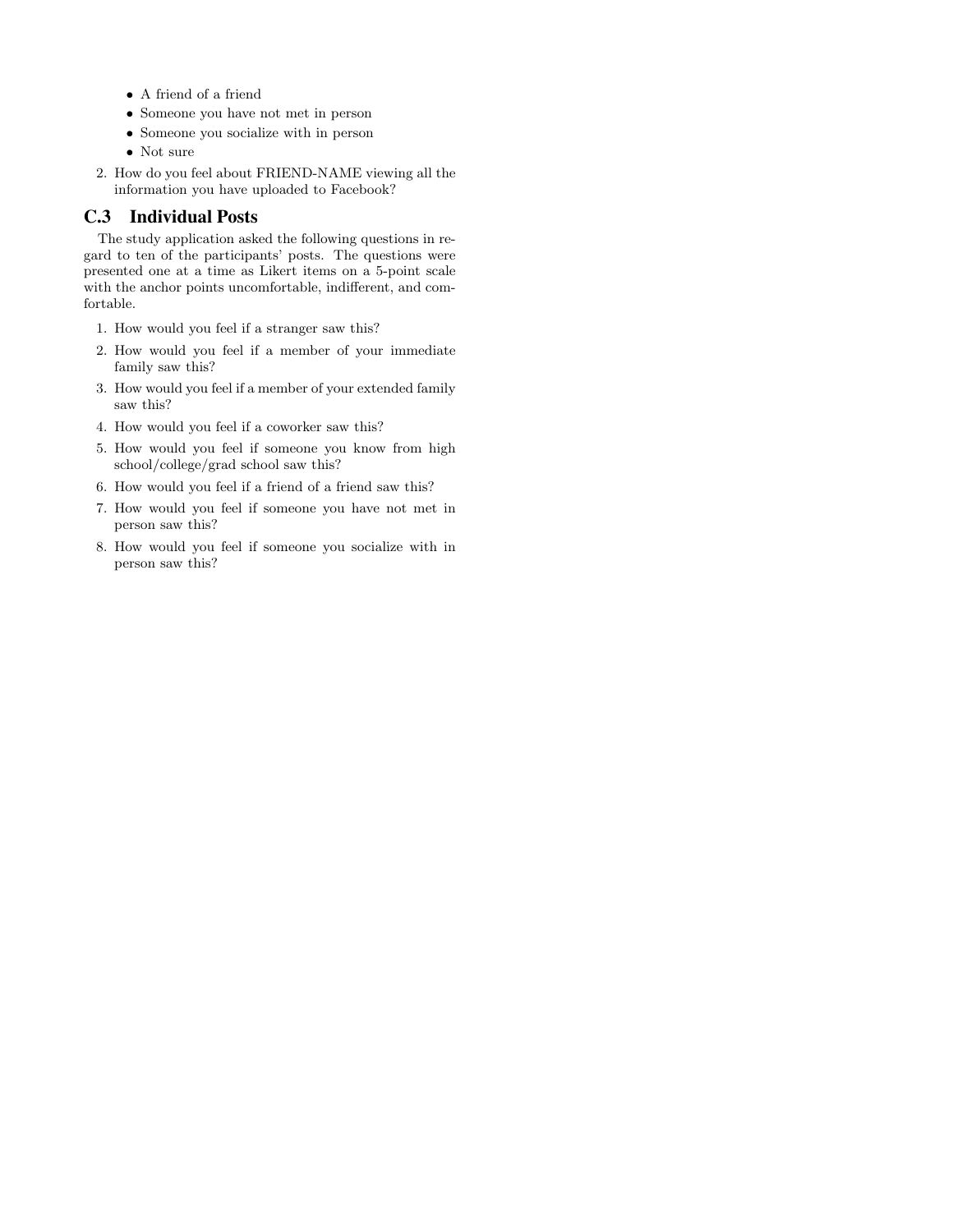- A friend of a friend
- Someone you have not met in person
- Someone you socialize with in person
- Not sure

2. How do you feel about FRIEND-NAME viewing all the information you have uploaded to Facebook?

## C.3 Individual Posts

The study application asked the following questions in regard to ten of the participants' posts. The questions were presented one at a time as Likert items on a 5-point scale with the anchor points uncomfortable, indifferent, and comfortable.

1. How would you feel if a stranger saw this?
2. How would you feel if a member of your immediate family saw this?
3. How would you feel if a member of your extended family saw this?
4. How would you feel if a coworker saw this?
5. How would you feel if someone you know from high school/college/grad school saw this?
6. How would you feel if a friend of a friend saw this?
7. How would you feel if someone you have not met in person saw this?
8. How would you feel if someone you socialize with in person saw this?